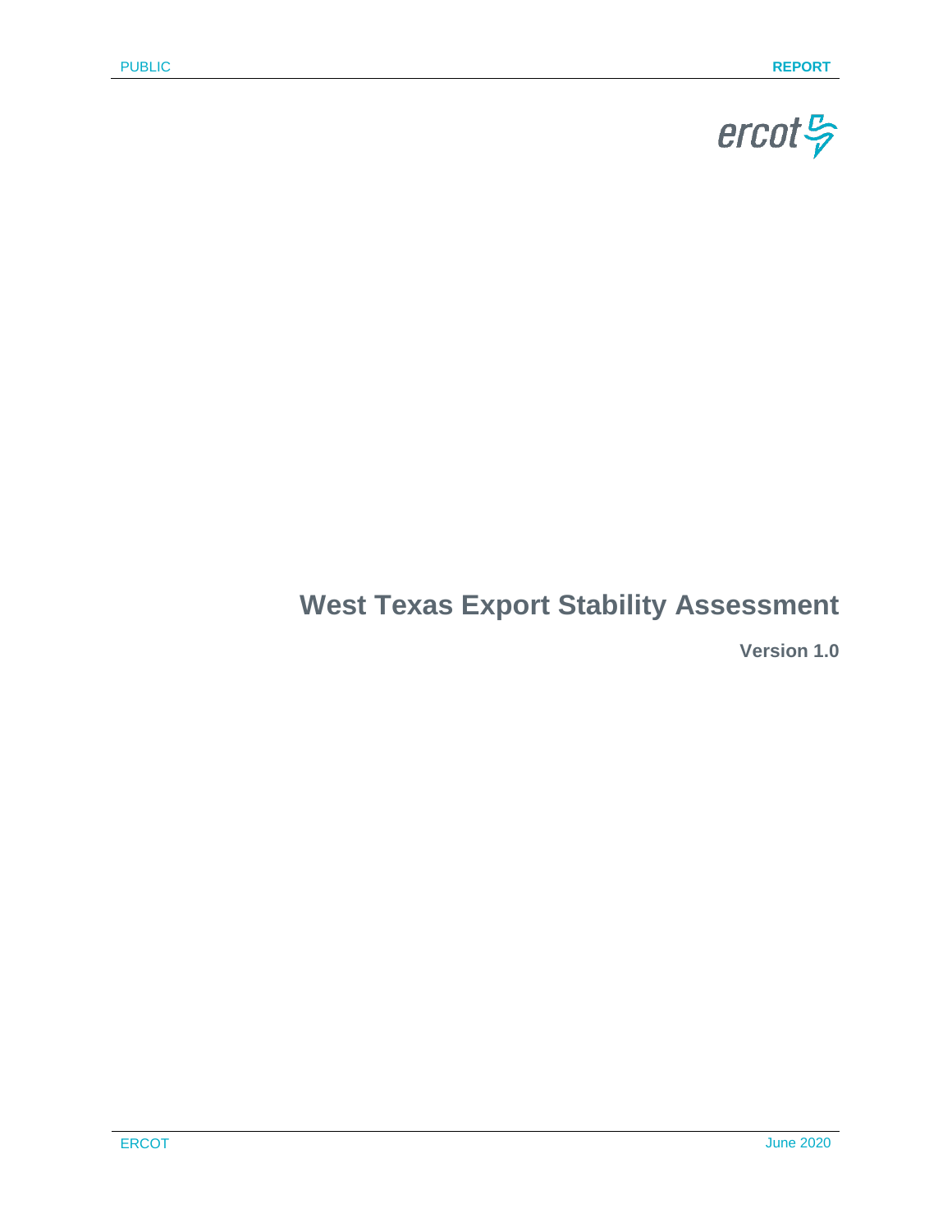# West Texas Export Stability Assessment

**Version 1.0**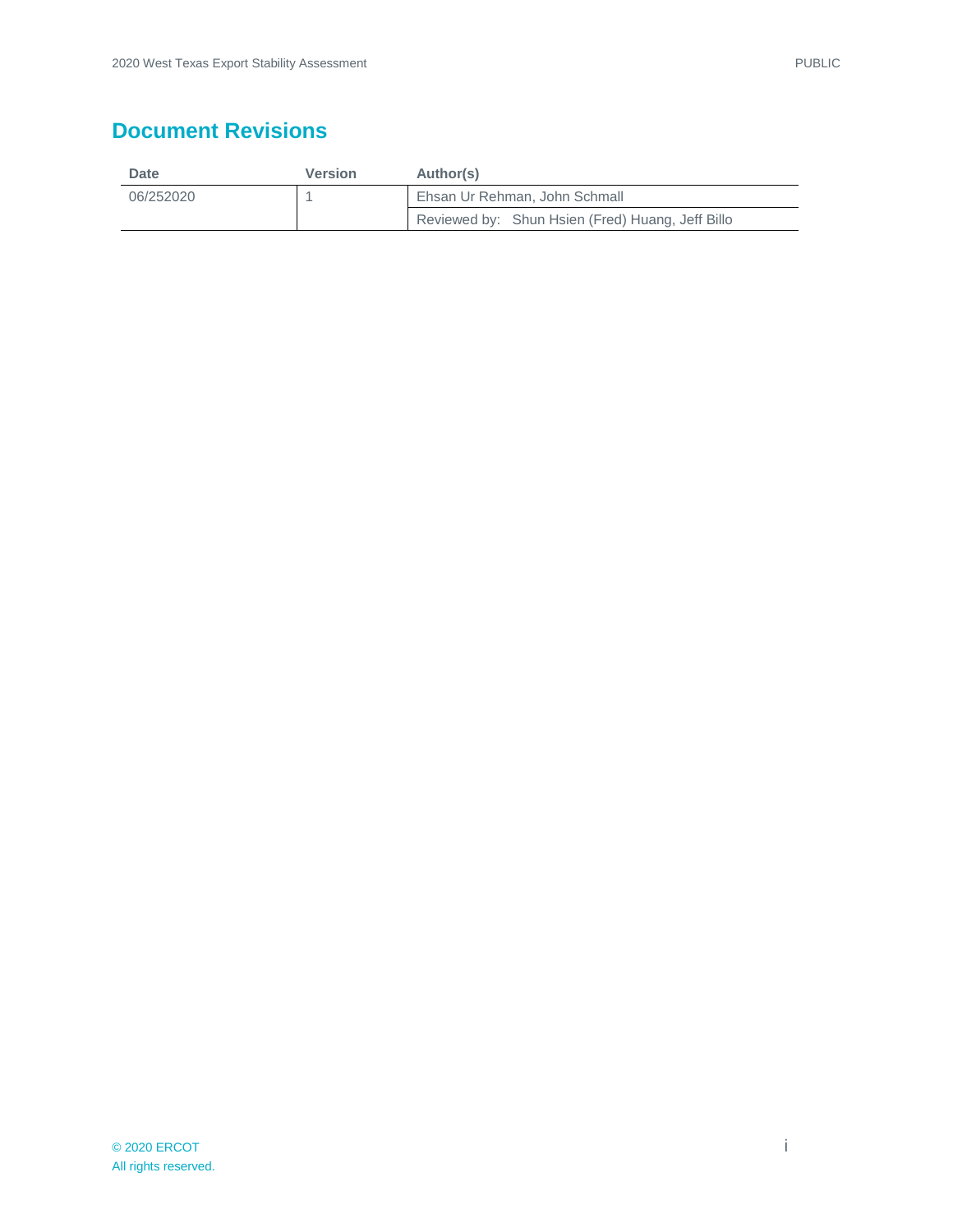# Document Revisions

| Date | Version | Author(s) |
| --- | --- | --- |
| 06/252020 | 1 | Ehsan Ur Rehman, John Schmall |
| | | Reviewed by: Shun Hsien (Fred) Huang, Jeff Billo |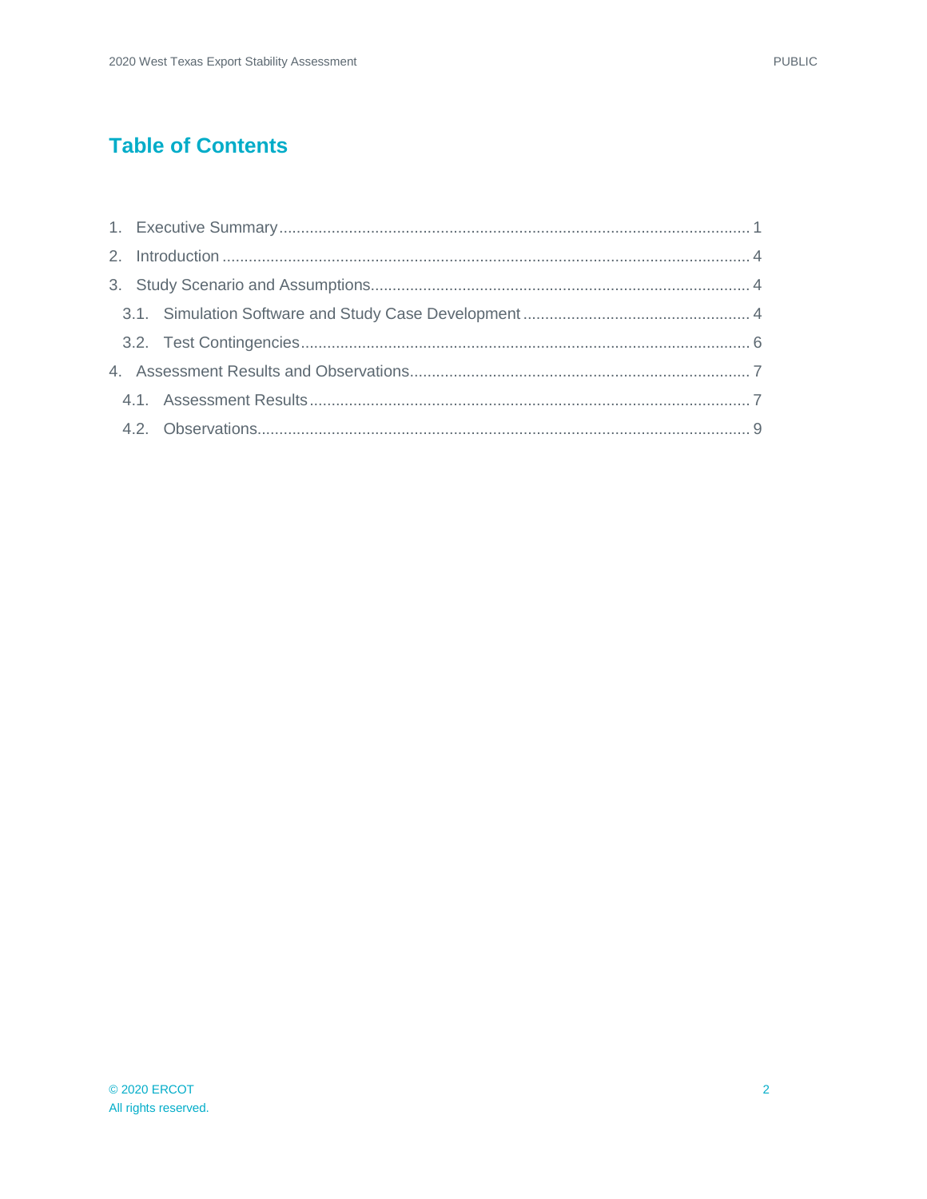# Table of Contents

1. Executive Summary .......... 1
2. Introduction .......... 4
3. Study Scenario and Assumptions .......... 4
   - 3.1. Simulation Software and Study Case Development .......... 4
   - 3.2. Test Contingencies .......... 6
4. Assessment Results and Observations .......... 7
   - 4.1. Assessment Results .......... 7
   - 4.2. Observations .......... 9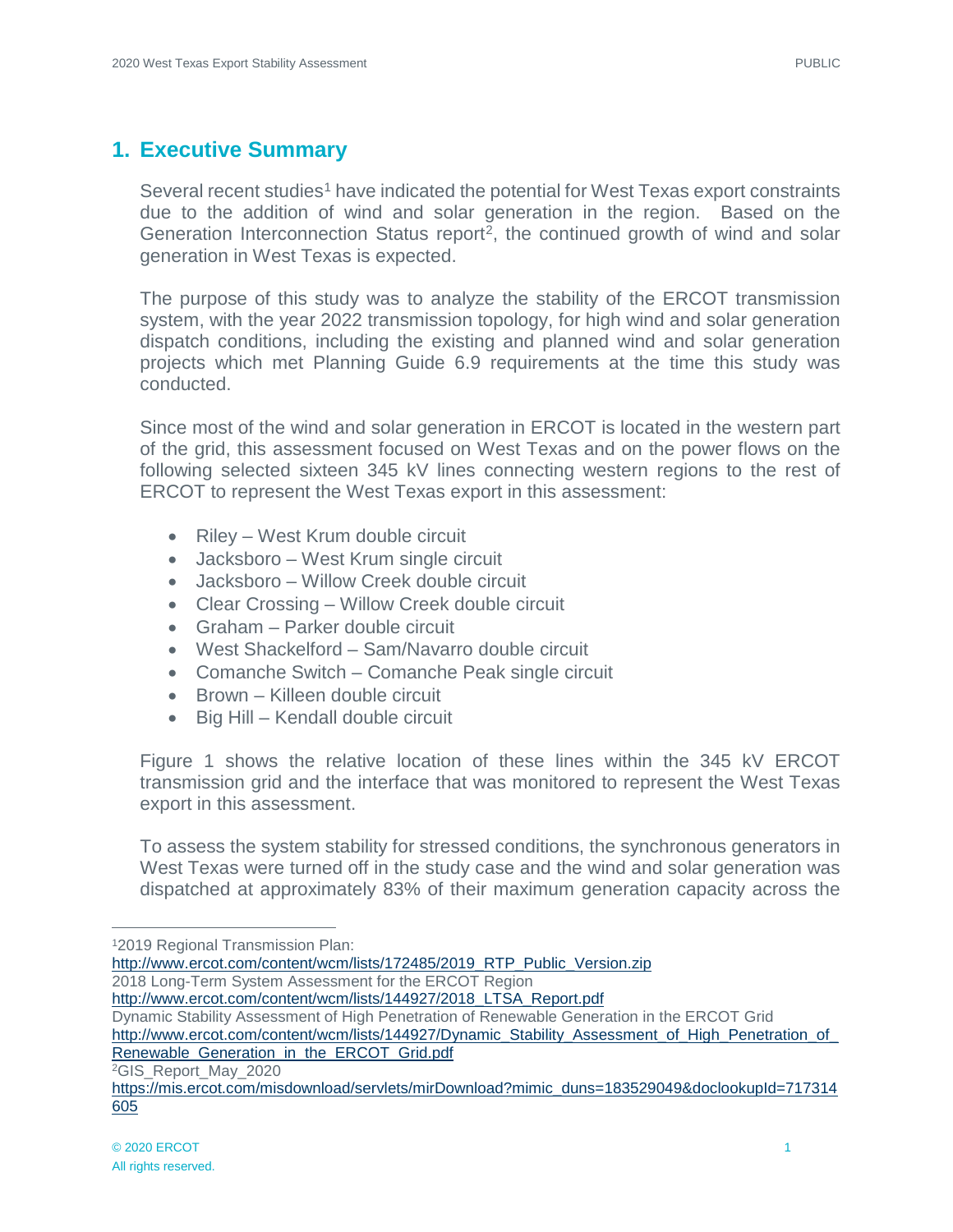# 1. Executive Summary

Several recent studies[1] have indicated the potential for West Texas export constraints due to the addition of wind and solar generation in the region. Based on the Generation Interconnection Status report[2], the continued growth of wind and solar generation in West Texas is expected.

The purpose of this study was to analyze the stability of the ERCOT transmission system, with the year 2022 transmission topology, for high wind and solar generation dispatch conditions, including the existing and planned wind and solar generation projects which met Planning Guide 6.9 requirements at the time this study was conducted.

Since most of the wind and solar generation in ERCOT is located in the western part of the grid, this assessment focused on West Texas and on the power flows on the following selected sixteen 345 kV lines connecting western regions to the rest of ERCOT to represent the West Texas export in this assessment:

- Riley – West Krum double circuit
- Jacksboro – West Krum single circuit
- Jacksboro – Willow Creek double circuit
- Clear Crossing – Willow Creek double circuit
- Graham – Parker double circuit
- West Shackelford – Sam/Navarro double circuit
- Comanche Switch – Comanche Peak single circuit
- Brown – Killeen double circuit
- Big Hill – Kendall double circuit

Figure 1 shows the relative location of these lines within the 345 kV ERCOT transmission grid and the interface that was monitored to represent the West Texas export in this assessment.

To assess the system stability for stressed conditions, the synchronous generators in West Texas were turned off in the study case and the wind and solar generation was dispatched at approximately 83% of their maximum generation capacity across the

---

[1] 2019 Regional Transmission Plan:
http://www.ercot.com/content/wcm/lists/172485/2019_RTP_Public_Version.zip
2018 Long-Term System Assessment for the ERCOT Region
http://www.ercot.com/content/wcm/lists/144927/2018_LTSA_Report.pdf
Dynamic Stability Assessment of High Penetration of Renewable Generation in the ERCOT Grid
http://www.ercot.com/content/wcm/lists/144927/Dynamic_Stability_Assessment_of_High_Penetration_of_Renewable_Generation_in_the_ERCOT_Grid.pdf

[2] GIS_Report_May_2020
https://mis.ercot.com/misdownload/servlets/mirDownload?mimic_duns=183529049&doclookupId=717314605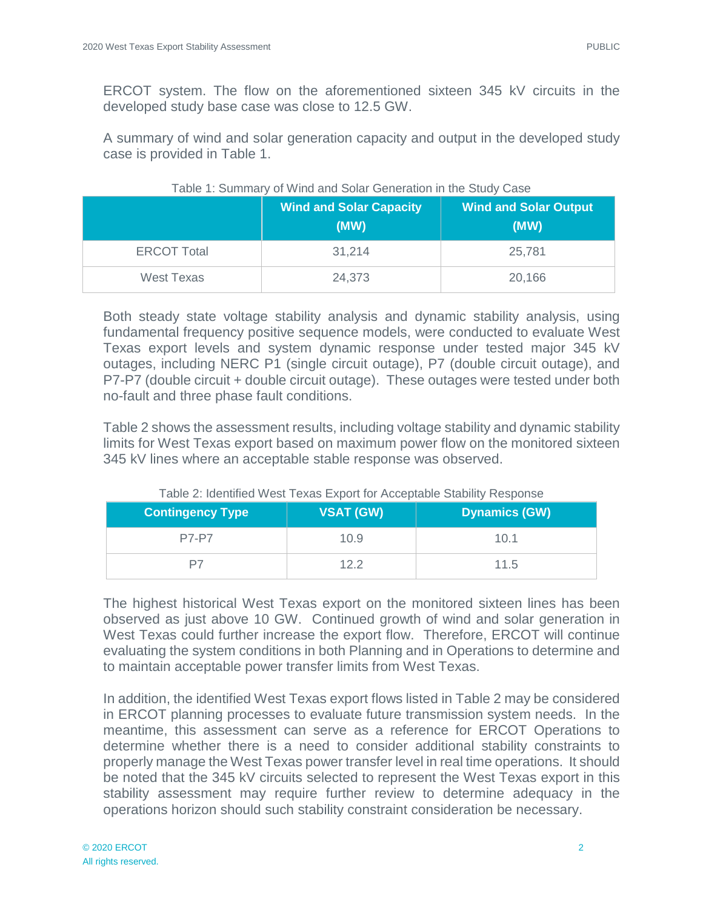ERCOT system. The flow on the aforementioned sixteen 345 kV circuits in the developed study base case was close to 12.5 GW.

A summary of wind and solar generation capacity and output in the developed study case is provided in Table 1.

Table 1: Summary of Wind and Solar Generation in the Study Case

| | Wind and Solar Capacity (MW) | Wind and Solar Output (MW) |
|---|---|---|
| ERCOT Total | 31,214 | 25,781 |
| West Texas | 24,373 | 20,166 |

Both steady state voltage stability analysis and dynamic stability analysis, using fundamental frequency positive sequence models, were conducted to evaluate West Texas export levels and system dynamic response under tested major 345 kV outages, including NERC P1 (single circuit outage), P7 (double circuit outage), and P7-P7 (double circuit + double circuit outage). These outages were tested under both no-fault and three phase fault conditions.

Table 2 shows the assessment results, including voltage stability and dynamic stability limits for West Texas export based on maximum power flow on the monitored sixteen 345 kV lines where an acceptable stable response was observed.

Table 2: Identified West Texas Export for Acceptable Stability Response

| Contingency Type | VSAT (GW) | Dynamics (GW) |
|---|---|---|
| P7-P7 | 10.9 | 10.1 |
| P7 | 12.2 | 11.5 |

The highest historical West Texas export on the monitored sixteen lines has been observed as just above 10 GW. Continued growth of wind and solar generation in West Texas could further increase the export flow. Therefore, ERCOT will continue evaluating the system conditions in both Planning and in Operations to determine and to maintain acceptable power transfer limits from West Texas.

In addition, the identified West Texas export flows listed in Table 2 may be considered in ERCOT planning processes to evaluate future transmission system needs. In the meantime, this assessment can serve as a reference for ERCOT Operations to determine whether there is a need to consider additional stability constraints to properly manage the West Texas power transfer level in real time operations. It should be noted that the 345 kV circuits selected to represent the West Texas export in this stability assessment may require further review to determine adequacy in the operations horizon should such stability constraint consideration be necessary.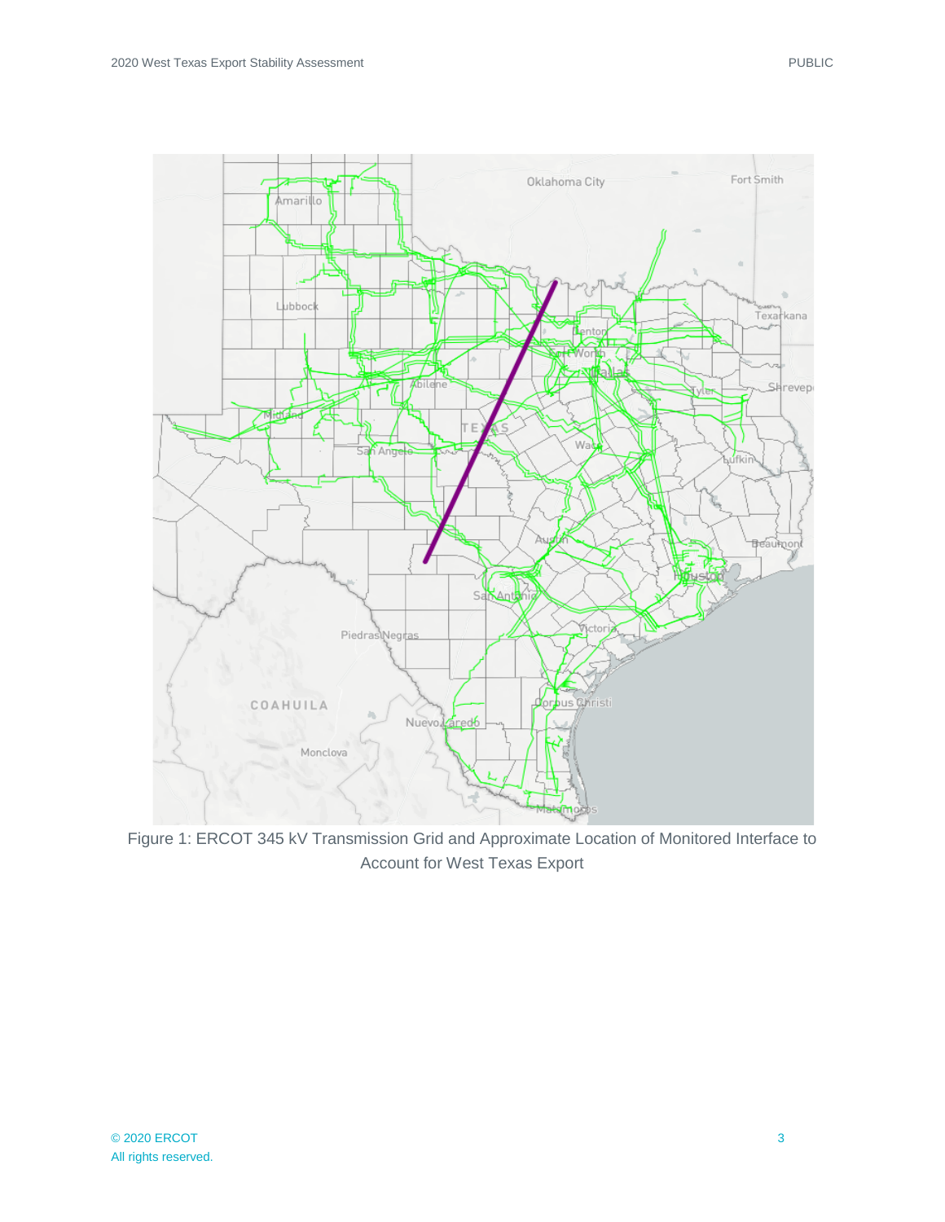Figure 1: ERCOT 345 kV Transmission Grid and Approximate Location of Monitored Interface to Account for West Texas Export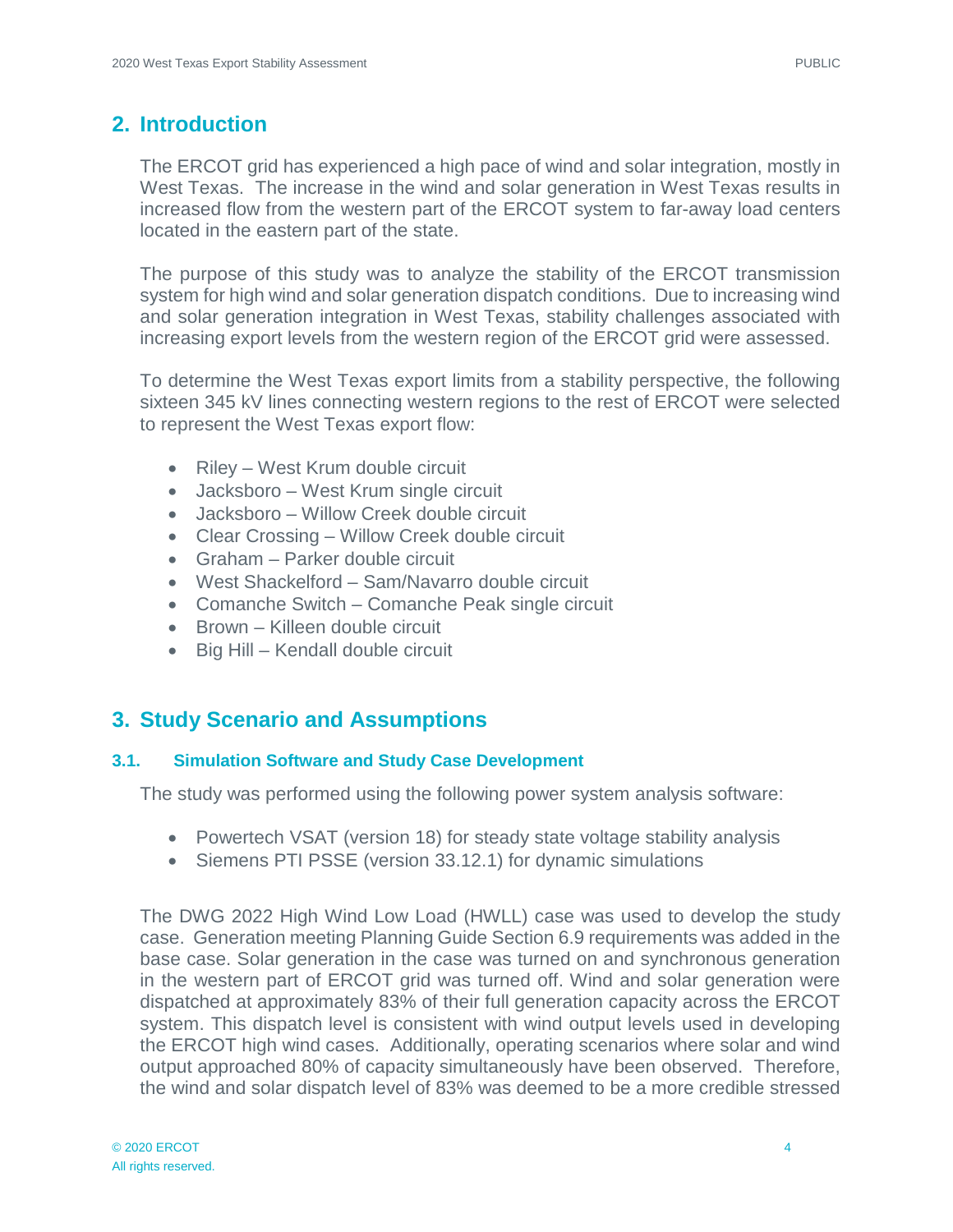## 2. Introduction

The ERCOT grid has experienced a high pace of wind and solar integration, mostly in West Texas. The increase in the wind and solar generation in West Texas results in increased flow from the western part of the ERCOT system to far-away load centers located in the eastern part of the state.

The purpose of this study was to analyze the stability of the ERCOT transmission system for high wind and solar generation dispatch conditions. Due to increasing wind and solar generation integration in West Texas, stability challenges associated with increasing export levels from the western region of the ERCOT grid were assessed.

To determine the West Texas export limits from a stability perspective, the following sixteen 345 kV lines connecting western regions to the rest of ERCOT were selected to represent the West Texas export flow:

- Riley – West Krum double circuit
- Jacksboro – West Krum single circuit
- Jacksboro – Willow Creek double circuit
- Clear Crossing – Willow Creek double circuit
- Graham – Parker double circuit
- West Shackelford – Sam/Navarro double circuit
- Comanche Switch – Comanche Peak single circuit
- Brown – Killeen double circuit
- Big Hill – Kendall double circuit

## 3. Study Scenario and Assumptions

### 3.1. Simulation Software and Study Case Development

The study was performed using the following power system analysis software:

- Powertech VSAT (version 18) for steady state voltage stability analysis
- Siemens PTI PSSE (version 33.12.1) for dynamic simulations

The DWG 2022 High Wind Low Load (HWLL) case was used to develop the study case. Generation meeting Planning Guide Section 6.9 requirements was added in the base case. Solar generation in the case was turned on and synchronous generation in the western part of ERCOT grid was turned off. Wind and solar generation were dispatched at approximately 83% of their full generation capacity across the ERCOT system. This dispatch level is consistent with wind output levels used in developing the ERCOT high wind cases. Additionally, operating scenarios where solar and wind output approached 80% of capacity simultaneously have been observed. Therefore, the wind and solar dispatch level of 83% was deemed to be a more credible stressed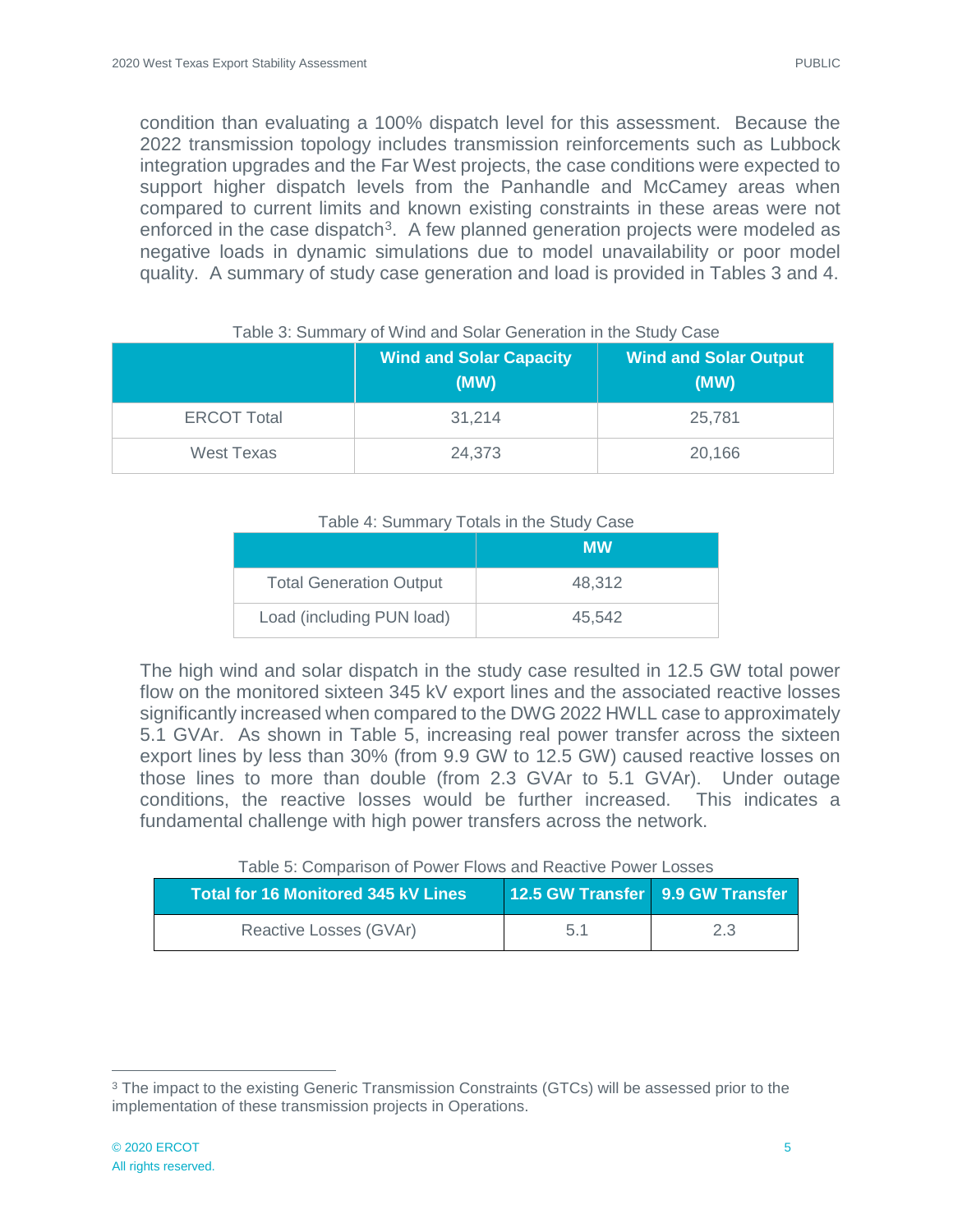condition than evaluating a 100% dispatch level for this assessment. Because the 2022 transmission topology includes transmission reinforcements such as Lubbock integration upgrades and the Far West projects, the case conditions were expected to support higher dispatch levels from the Panhandle and McCamey areas when compared to current limits and known existing constraints in these areas were not enforced in the case dispatch[3]. A few planned generation projects were modeled as negative loads in dynamic simulations due to model unavailability or poor model quality. A summary of study case generation and load is provided in Tables 3 and 4.

Table 3: Summary of Wind and Solar Generation in the Study Case

| | Wind and Solar Capacity (MW) | Wind and Solar Output (MW) |
|---|---|---|
| ERCOT Total | 31,214 | 25,781 |
| West Texas | 24,373 | 20,166 |

Table 4: Summary Totals in the Study Case

| | MW |
|---|---|
| Total Generation Output | 48,312 |
| Load (including PUN load) | 45,542 |

The high wind and solar dispatch in the study case resulted in 12.5 GW total power flow on the monitored sixteen 345 kV export lines and the associated reactive losses significantly increased when compared to the DWG 2022 HWLL case to approximately 5.1 GVAr. As shown in Table 5, increasing real power transfer across the sixteen export lines by less than 30% (from 9.9 GW to 12.5 GW) caused reactive losses on those lines to more than double (from 2.3 GVAr to 5.1 GVAr). Under outage conditions, the reactive losses would be further increased. This indicates a fundamental challenge with high power transfers across the network.

Table 5: Comparison of Power Flows and Reactive Power Losses

| Total for 16 Monitored 345 kV Lines | 12.5 GW Transfer | 9.9 GW Transfer |
|---|---|---|
| Reactive Losses (GVAr) | 5.1 | 2.3 |

[3] The impact to the existing Generic Transmission Constraints (GTCs) will be assessed prior to the implementation of these transmission projects in Operations.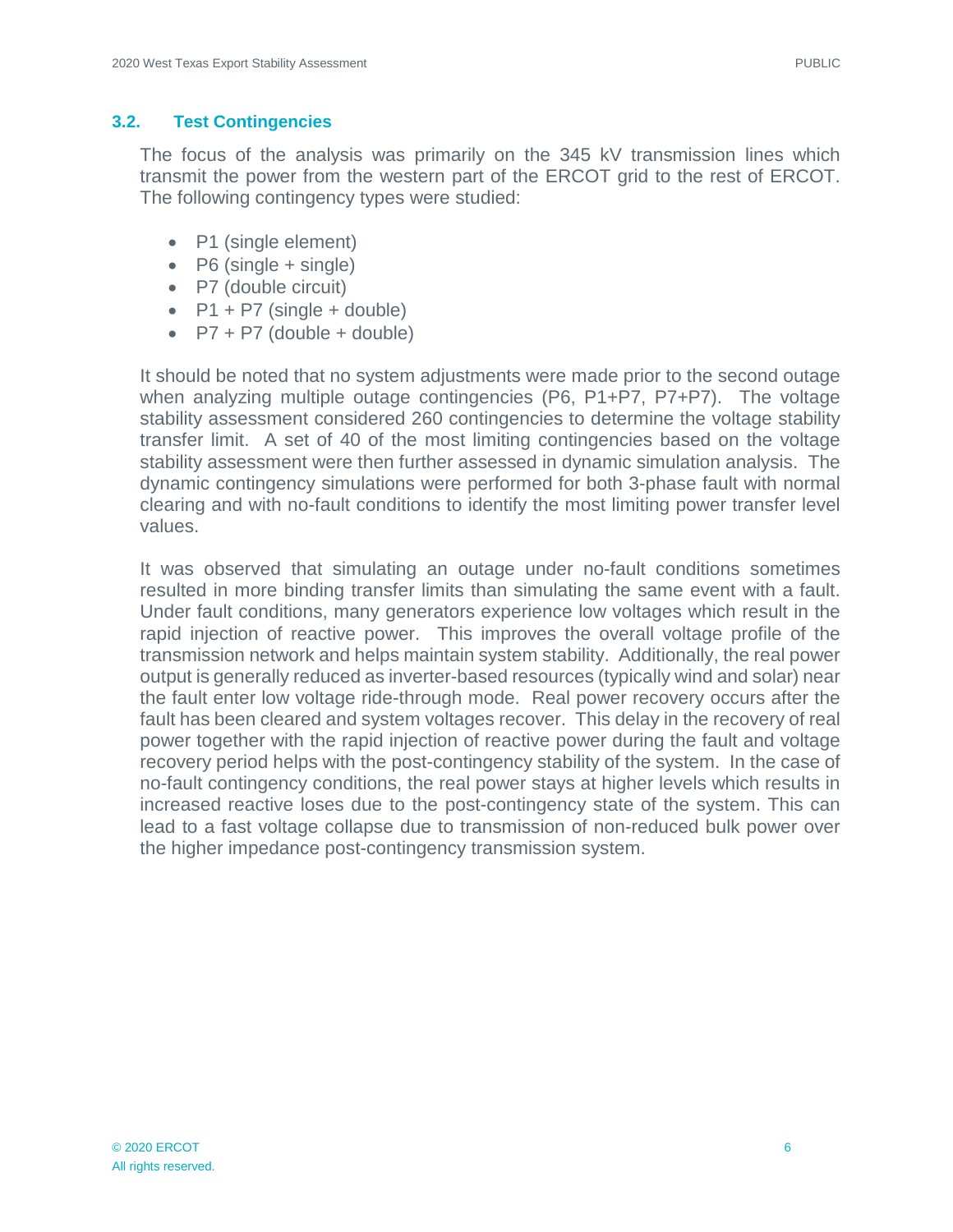## 3.2. Test Contingencies

The focus of the analysis was primarily on the 345 kV transmission lines which transmit the power from the western part of the ERCOT grid to the rest of ERCOT. The following contingency types were studied:

- P1 (single element)
- P6 (single + single)
- P7 (double circuit)
- P1 + P7 (single + double)
- P7 + P7 (double + double)

It should be noted that no system adjustments were made prior to the second outage when analyzing multiple outage contingencies (P6, P1+P7, P7+P7). The voltage stability assessment considered 260 contingencies to determine the voltage stability transfer limit. A set of 40 of the most limiting contingencies based on the voltage stability assessment were then further assessed in dynamic simulation analysis. The dynamic contingency simulations were performed for both 3-phase fault with normal clearing and with no-fault conditions to identify the most limiting power transfer level values.

It was observed that simulating an outage under no-fault conditions sometimes resulted in more binding transfer limits than simulating the same event with a fault. Under fault conditions, many generators experience low voltages which result in the rapid injection of reactive power. This improves the overall voltage profile of the transmission network and helps maintain system stability. Additionally, the real power output is generally reduced as inverter-based resources (typically wind and solar) near the fault enter low voltage ride-through mode. Real power recovery occurs after the fault has been cleared and system voltages recover. This delay in the recovery of real power together with the rapid injection of reactive power during the fault and voltage recovery period helps with the post-contingency stability of the system. In the case of no-fault contingency conditions, the real power stays at higher levels which results in increased reactive loses due to the post-contingency state of the system. This can lead to a fast voltage collapse due to transmission of non-reduced bulk power over the higher impedance post-contingency transmission system.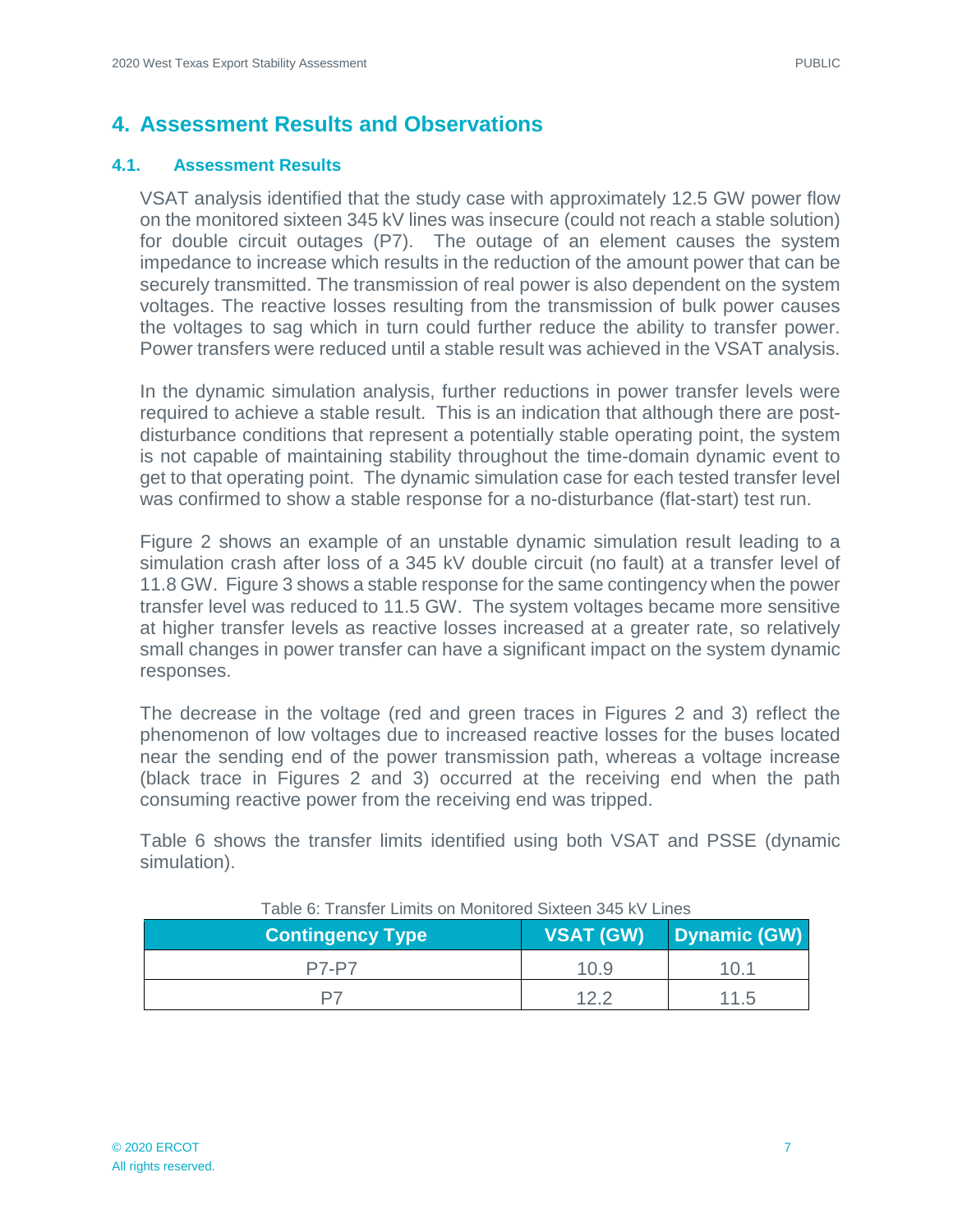# 4. Assessment Results and Observations

## 4.1. Assessment Results

VSAT analysis identified that the study case with approximately 12.5 GW power flow on the monitored sixteen 345 kV lines was insecure (could not reach a stable solution) for double circuit outages (P7). The outage of an element causes the system impedance to increase which results in the reduction of the amount power that can be securely transmitted. The transmission of real power is also dependent on the system voltages. The reactive losses resulting from the transmission of bulk power causes the voltages to sag which in turn could further reduce the ability to transfer power. Power transfers were reduced until a stable result was achieved in the VSAT analysis.

In the dynamic simulation analysis, further reductions in power transfer levels were required to achieve a stable result. This is an indication that although there are post-disturbance conditions that represent a potentially stable operating point, the system is not capable of maintaining stability throughout the time-domain dynamic event to get to that operating point. The dynamic simulation case for each tested transfer level was confirmed to show a stable response for a no-disturbance (flat-start) test run.

Figure 2 shows an example of an unstable dynamic simulation result leading to a simulation crash after loss of a 345 kV double circuit (no fault) at a transfer level of 11.8 GW. Figure 3 shows a stable response for the same contingency when the power transfer level was reduced to 11.5 GW. The system voltages became more sensitive at higher transfer levels as reactive losses increased at a greater rate, so relatively small changes in power transfer can have a significant impact on the system dynamic responses.

The decrease in the voltage (red and green traces in Figures 2 and 3) reflect the phenomenon of low voltages due to increased reactive losses for the buses located near the sending end of the power transmission path, whereas a voltage increase (black trace in Figures 2 and 3) occurred at the receiving end when the path consuming reactive power from the receiving end was tripped.

Table 6 shows the transfer limits identified using both VSAT and PSSE (dynamic simulation).

Table 6: Transfer Limits on Monitored Sixteen 345 kV Lines

| Contingency Type | VSAT (GW) | Dynamic (GW) |
|---|---|---|
| P7-P7 | 10.9 | 10.1 |
| P7 | 12.2 | 11.5 |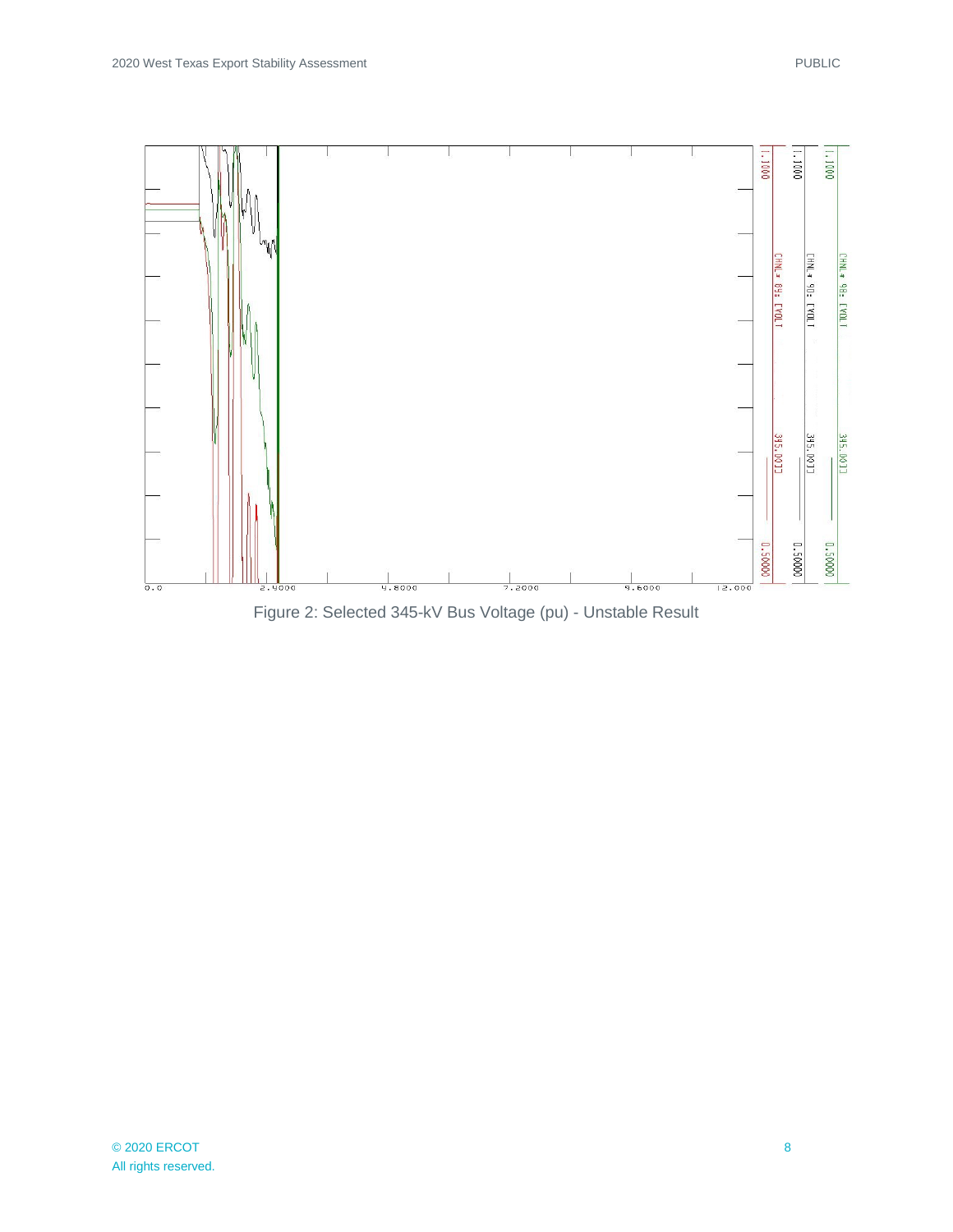Figure 2: Selected 345-kV Bus Voltage (pu) - Unstable Result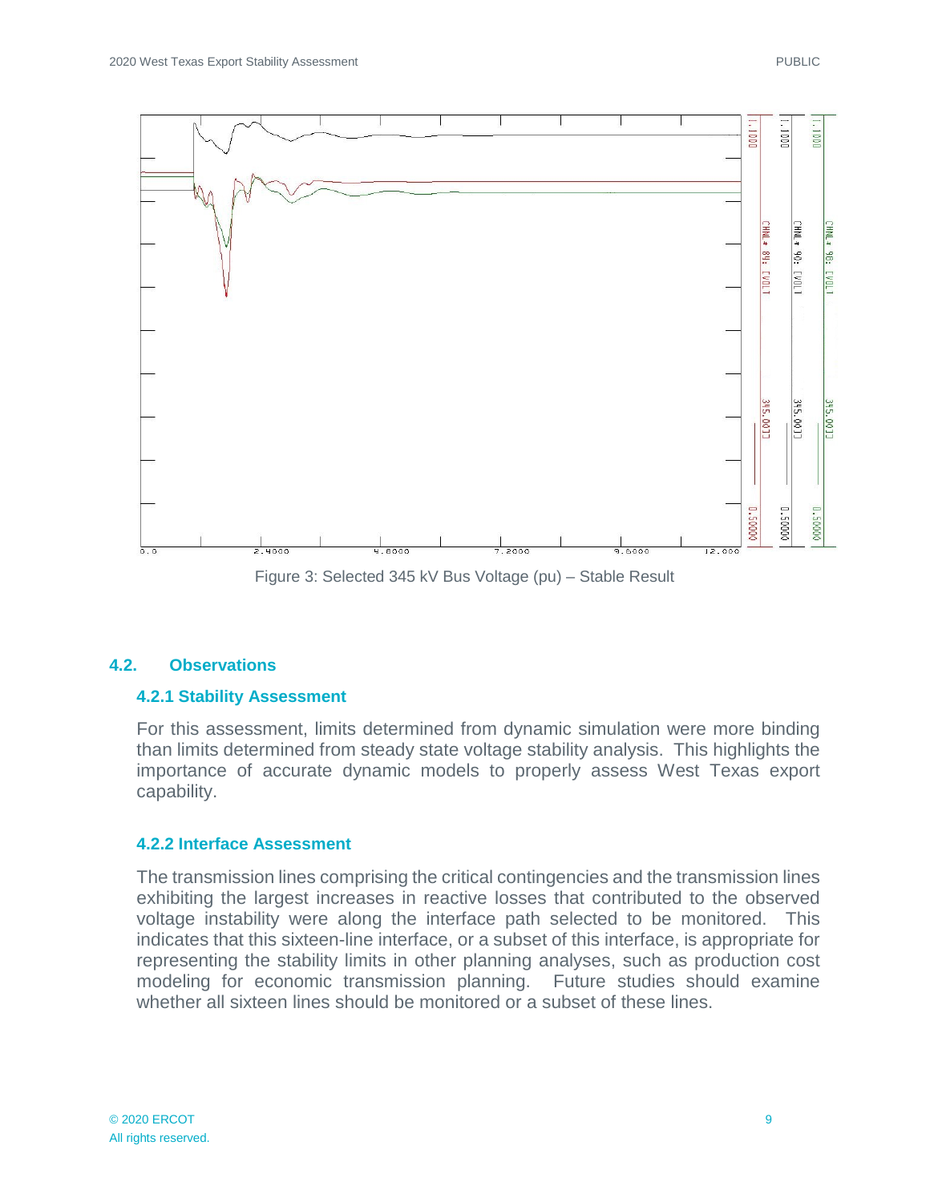Figure 3: Selected 345 kV Bus Voltage (pu) – Stable Result

## 4.2. Observations

### 4.2.1 Stability Assessment

For this assessment, limits determined from dynamic simulation were more binding than limits determined from steady state voltage stability analysis. This highlights the importance of accurate dynamic models to properly assess West Texas export capability.

### 4.2.2 Interface Assessment

The transmission lines comprising the critical contingencies and the transmission lines exhibiting the largest increases in reactive losses that contributed to the observed voltage instability were along the interface path selected to be monitored. This indicates that this sixteen-line interface, or a subset of this interface, is appropriate for representing the stability limits in other planning analyses, such as production cost modeling for economic transmission planning. Future studies should examine whether all sixteen lines should be monitored or a subset of these lines.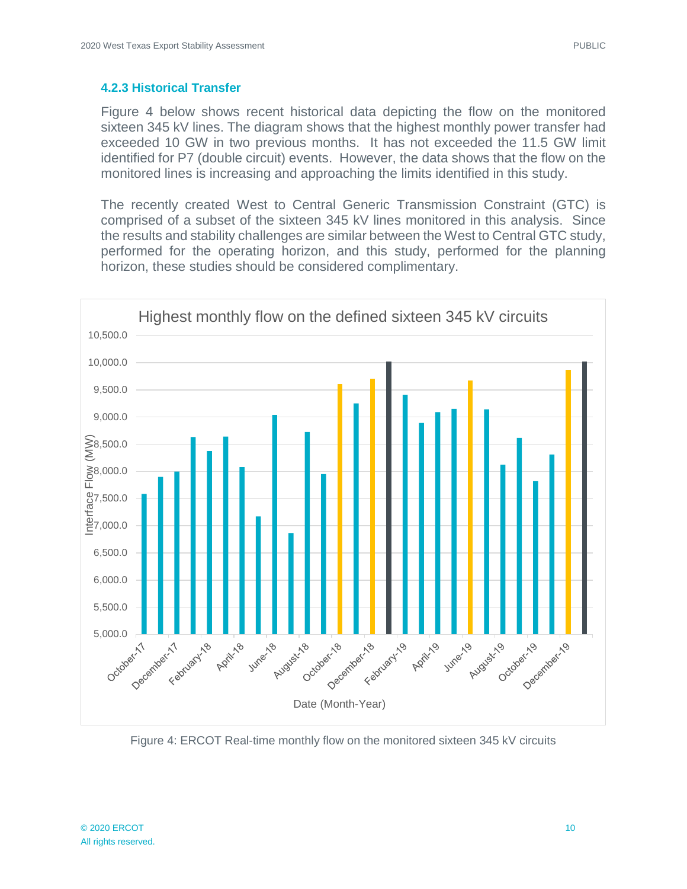### 4.2.3 Historical Transfer

Figure 4 below shows recent historical data depicting the flow on the monitored sixteen 345 kV lines. The diagram shows that the highest monthly power transfer had exceeded 10 GW in two previous months. It has not exceeded the 11.5 GW limit identified for P7 (double circuit) events. However, the data shows that the flow on the monitored lines is increasing and approaching the limits identified in this study.

The recently created West to Central Generic Transmission Constraint (GTC) is comprised of a subset of the sixteen 345 kV lines monitored in this analysis. Since the results and stability challenges are similar between the West to Central GTC study, performed for the operating horizon, and this study, performed for the planning horizon, these studies should be considered complimentary.

Highest monthly flow on the defined sixteen 345 kV circuits

Interface Flow (MW)

10,500.0
10,000.0
9,500.0
9,000.0
8,500.0
8,000.0
7,500.0
7,000.0
6,500.0
6,000.0
5,500.0
5,000.0

October-17
December-17
February-18
April-18
June-18
August-18
October-18
December-18
February-19
April-19
June-19
August-19
October-19
December-19

Date (Month-Year)

Figure 4: ERCOT Real-time monthly flow on the monitored sixteen 345 kV circuits